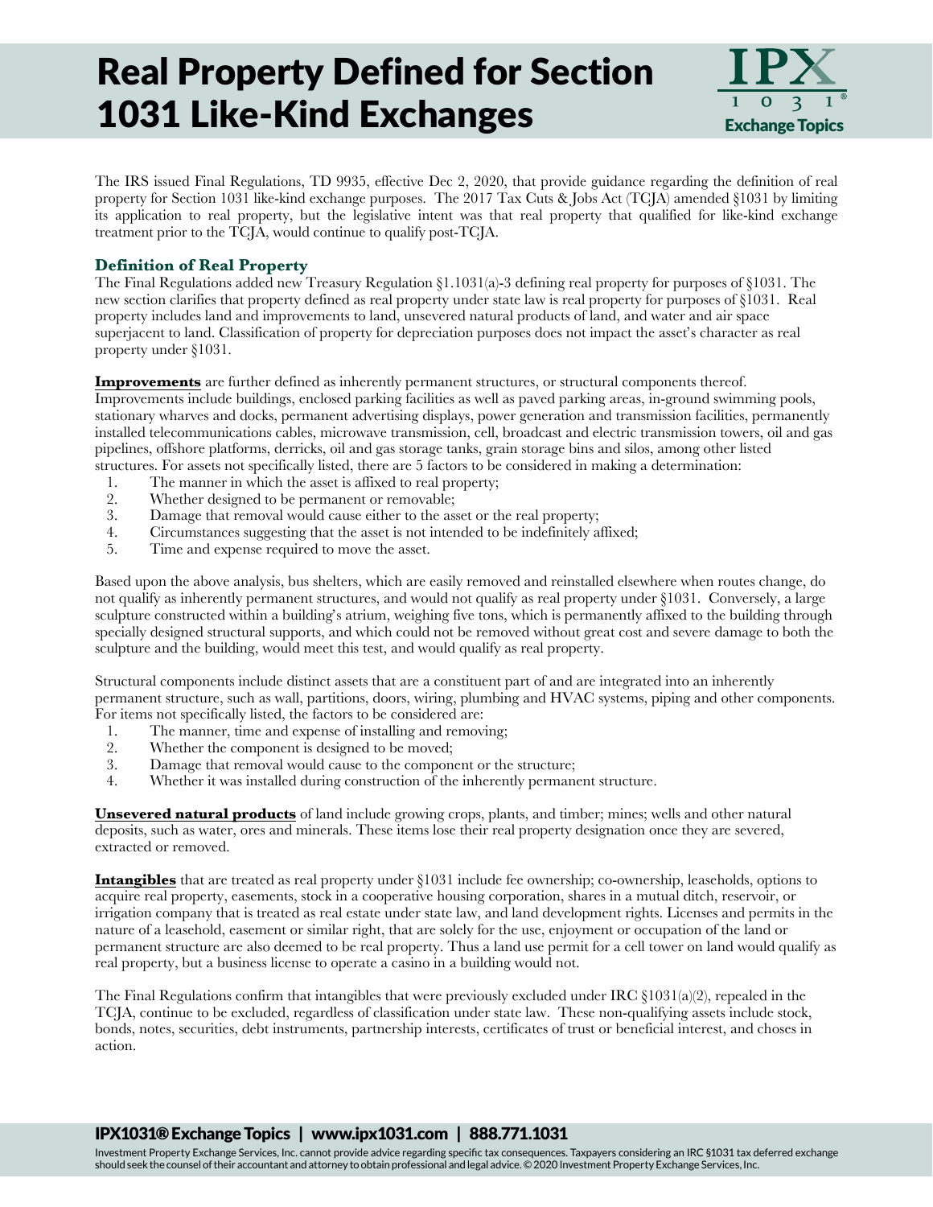# Real Property Defined for Section 1031 Like-Kind Exchanges

The IRS issued Final Regulations, TD 9935, effective Dec 2, 2020, that provide guidance regarding the definition of real property for Section 1031 like-kind exchange purposes. The 2017 Tax Cuts & Jobs Act (TCJA) amended §1031 by limiting its application to real property, but the legislative intent was that real property that qualified for like-kind exchange treatment prior to the TCJA, would continue to qualify post-TCJA.

### Definition of Real Property

The Final Regulations added new Treasury Regulation §1.1031(a)-3 defining real property for purposes of §1031. The new section clarifies that property defined as real property under state law is real property for purposes of §1031. Real property includes land and improvements to land, unsevered natural products of land, and water and air space superjacent to land. Classification of property for depreciation purposes does not impact the asset's character as real property under §1031.

**Improvements** are further defined as inherently permanent structures, or structural components thereof. Improvements include buildings, enclosed parking facilities as well as paved parking areas, in-ground swimming pools, stationary wharves and docks, permanent advertising displays, power generation and transmission facilities, permanently installed telecommunications cables, microwave transmission, cell, broadcast and electric transmission towers, oil and gas pipelines, offshore platforms, derricks, oil and gas storage tanks, grain storage bins and silos, among other listed structures. For assets not specifically listed, there are 5 factors to be considered in making a determination:

1. The manner in which the asset is affixed to real property;
2. Whether designed to be permanent or removable;
3. Damage that removal would cause either to the asset or the real property;
4. Circumstances suggesting that the asset is not intended to be indefinitely affixed;
5. Time and expense required to move the asset.

Based upon the above analysis, bus shelters, which are easily removed and reinstalled elsewhere when routes change, do not qualify as inherently permanent structures, and would not qualify as real property under §1031. Conversely, a large sculpture constructed within a building's atrium, weighing five tons, which is permanently affixed to the building through specially designed structural supports, and which could not be removed without great cost and severe damage to both the sculpture and the building, would meet this test, and would qualify as real property.

Structural components include distinct assets that are a constituent part of and are integrated into an inherently permanent structure, such as wall, partitions, doors, wiring, plumbing and HVAC systems, piping and other components. For items not specifically listed, the factors to be considered are:

1. The manner, time and expense of installing and removing;
2. Whether the component is designed to be moved;
3. Damage that removal would cause to the component or the structure;
4. Whether it was installed during construction of the inherently permanent structure.

**Unsevered natural products** of land include growing crops, plants, and timber; mines; wells and other natural deposits, such as water, ores and minerals. These items lose their real property designation once they are severed, extracted or removed.

**Intangibles** that are treated as real property under §1031 include fee ownership; co-ownership, leaseholds, options to acquire real property, easements, stock in a cooperative housing corporation, shares in a mutual ditch, reservoir, or irrigation company that is treated as real estate under state law, and land development rights. Licenses and permits in the nature of a leasehold, easement or similar right, that are solely for the use, enjoyment or occupation of the land or permanent structure are also deemed to be real property. Thus a land use permit for a cell tower on land would qualify as real property, but a business license to operate a casino in a building would not.

The Final Regulations confirm that intangibles that were previously excluded under IRC §1031(a)(2), repealed in the TCJA, continue to be excluded, regardless of classification under state law. These non-qualifying assets include stock, bonds, notes, securities, debt instruments, partnership interests, certificates of trust or beneficial interest, and choses in action.

IPX1031® Exchange Topics | www.ipx1031.com | 888.771.1031

Investment Property Exchange Services, Inc. cannot provide advice regarding specific tax consequences. Taxpayers considering an IRC §1031 tax deferred exchange should seek the counsel of their accountant and attorney to obtain professional and legal advice. © 2020 Investment Property Exchange Services, Inc.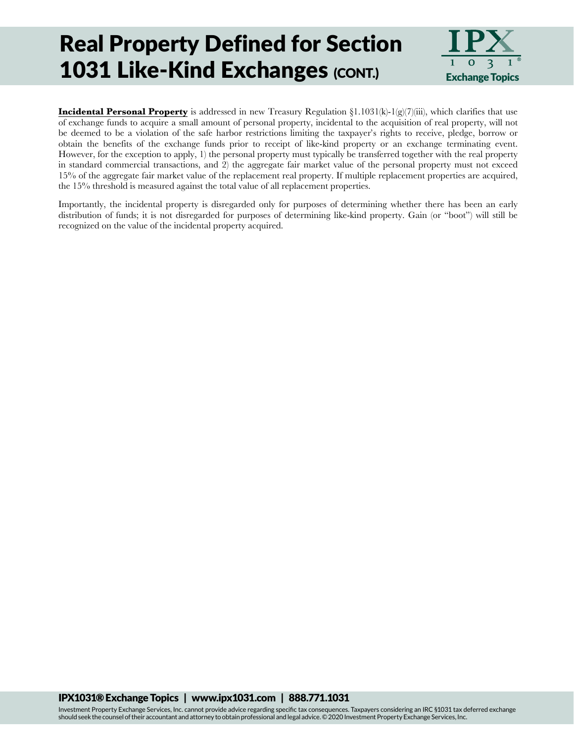# Real Property Defined for Section 1031 Like-Kind Exchanges (CONT.)

**Incidental Personal Property** is addressed in new Treasury Regulation §1.1031(k)-1(g)(7)(iii), which clarifies that use of exchange funds to acquire a small amount of personal property, incidental to the acquisition of real property, will not be deemed to be a violation of the safe harbor restrictions limiting the taxpayer's rights to receive, pledge, borrow or obtain the benefits of the exchange funds prior to receipt of like-kind property or an exchange terminating event. However, for the exception to apply, 1) the personal property must typically be transferred together with the real property in standard commercial transactions, and 2) the aggregate fair market value of the personal property must not exceed 15% of the aggregate fair market value of the replacement real property. If multiple replacement properties are acquired, the 15% threshold is measured against the total value of all replacement properties.

Importantly, the incidental property is disregarded only for purposes of determining whether there has been an early distribution of funds; it is not disregarded for purposes of determining like-kind property. Gain (or "boot") will still be recognized on the value of the incidental property acquired.

IPX1031® Exchange Topics | www.ipx1031.com | 888.771.1031

Investment Property Exchange Services, Inc. cannot provide advice regarding specific tax consequences. Taxpayers considering an IRC §1031 tax deferred exchange should seek the counsel of their accountant and attorney to obtain professional and legal advice. © 2020 Investment Property Exchange Services, Inc.